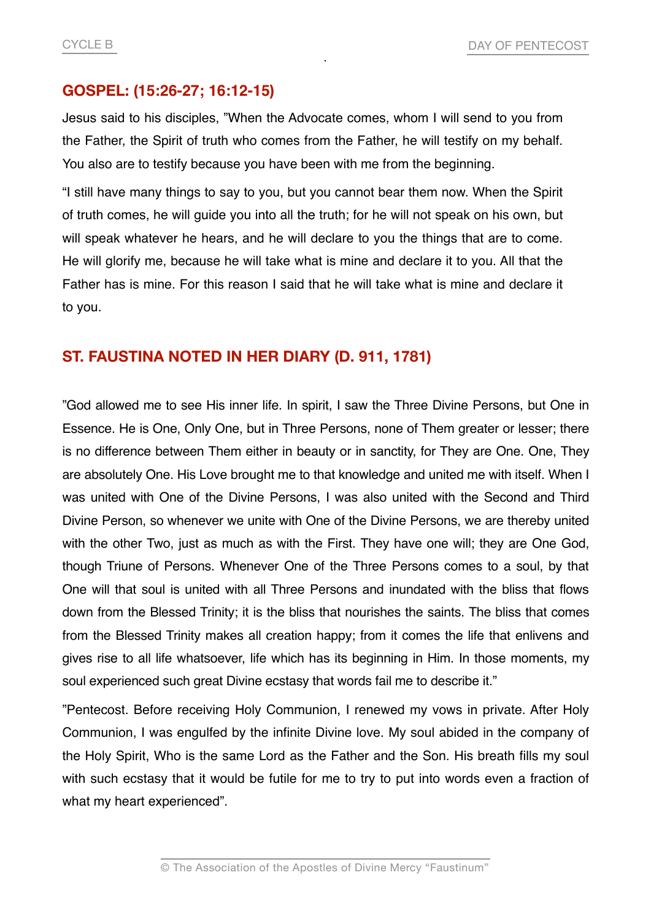## GOSPEL: (15:26-27; 16:12-15)

Jesus said to his disciples, "When the Advocate comes, whom I will send to you from the Father, the Spirit of truth who comes from the Father, he will testify on my behalf. You also are to testify because you have been with me from the beginning.

"I still have many things to say to you, but you cannot bear them now. When the Spirit of truth comes, he will guide you into all the truth; for he will not speak on his own, but will speak whatever he hears, and he will declare to you the things that are to come. He will glorify me, because he will take what is mine and declare it to you. All that the Father has is mine. For this reason I said that he will take what is mine and declare it to you.

## ST. FAUSTINA NOTED IN HER DIARY (D. 911, 1781)

"God allowed me to see His inner life. In spirit, I saw the Three Divine Persons, but One in Essence. He is One, Only One, but in Three Persons, none of Them greater or lesser; there is no difference between Them either in beauty or in sanctity, for They are One. One, They are absolutely One. His Love brought me to that knowledge and united me with itself. When I was united with One of the Divine Persons, I was also united with the Second and Third Divine Person, so whenever we unite with One of the Divine Persons, we are thereby united with the other Two, just as much as with the First. They have one will; they are One God, though Triune of Persons. Whenever One of the Three Persons comes to a soul, by that One will that soul is united with all Three Persons and inundated with the bliss that flows down from the Blessed Trinity; it is the bliss that nourishes the saints. The bliss that comes from the Blessed Trinity makes all creation happy; from it comes the life that enlivens and gives rise to all life whatsoever, life which has its beginning in Him. In those moments, my soul experienced such great Divine ecstasy that words fail me to describe it."

"Pentecost. Before receiving Holy Communion, I renewed my vows in private. After Holy Communion, I was engulfed by the infinite Divine love. My soul abided in the company of the Holy Spirit, Who is the same Lord as the Father and the Son. His breath fills my soul with such ecstasy that it would be futile for me to try to put into words even a fraction of what my heart experienced".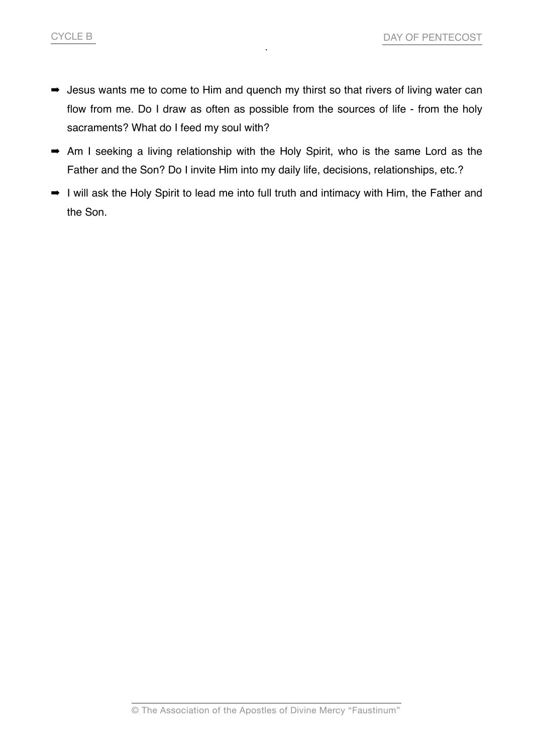- Jesus wants me to come to Him and quench my thirst so that rivers of living water can flow from me. Do I draw as often as possible from the sources of life - from the holy sacraments? What do I feed my soul with?
- Am I seeking a living relationship with the Holy Spirit, who is the same Lord as the Father and the Son? Do I invite Him into my daily life, decisions, relationships, etc.?
- I will ask the Holy Spirit to lead me into full truth and intimacy with Him, the Father and the Son.